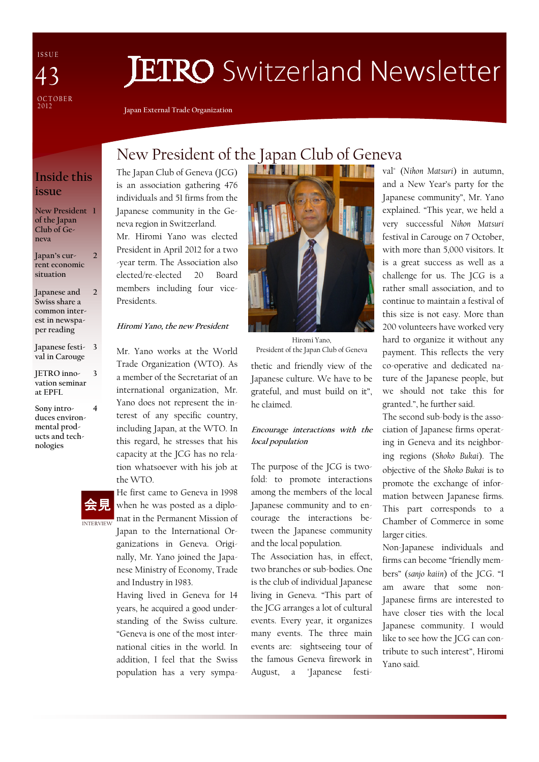ISSUE 43

OCTOBER 2012

# JETRO Switzerland Newsletter

Japan External Trade Organization

## Inside this issue

- New President of the Japan Club of Geneva — 1
- Japan's current economic situation — 2
- Japanese and Swiss share a common interest in newspaper reading — 2
- Japanese festival in Carouge — 3
- JETRO innovation seminar at EPFL — 3
- Sony introduces environmental products and technologies — 4

会見

INTERVIEW

# New President of the Japan Club of Geneva

The Japan Club of Geneva (JCG) is an association gathering 476 individuals and 51 firms from the Japanese community in the Geneva region in Switzerland.

Mr. Hiromi Yano was elected President in April 2012 for a two-year term. The Association also elected/re-elected 20 Board members including four vice-Presidents.

### *Hiromi Yano, the new President*

Mr. Yano works at the World Trade Organization (WTO). As a member of the Secretariat of an international organization, Mr. Yano does not represent the interest of any specific country, including Japan, at the WTO. In this regard, he stresses that his capacity at the JCG has no relation whatsoever with his job at the WTO.

He first came to Geneva in 1998 when he was posted as a diplomat in the Permanent Mission of Japan to the International Organizations in Geneva. Originally, Mr. Yano joined the Japanese Ministry of Economy, Trade and Industry in 1983.

Having lived in Geneva for 14 years, he acquired a good understanding of the Swiss culture. "Geneva is one of the most international cities in the world. In addition, I feel that the Swiss population has a very sympathetic and friendly view of the Japanese culture. We have to be grateful, and must build on it", he claimed.

Hiromi Yano,
President of the Japan Club of Geneva

### *Encourage interactions with the local population*

The purpose of the JCG is two-fold: to promote interactions among the members of the local Japanese community and to encourage the interactions between the Japanese community and the local population.

The Association has, in effect, two branches or sub-bodies. One is the club of individual Japanese living in Geneva. "This part of the JCG arranges a lot of cultural events. Every year, it organizes many events. The three main events are: sightseeing tour of the famous Geneva firework in August, a 'Japanese festival' (*Nihon Matsuri*) in autumn, and a New Year's party for the Japanese community", Mr. Yano explained. "This year, we held a very successful *Nihon Matsuri* festival in Carouge on 7 October, with more than 5,000 visitors. It is a great success as well as a challenge for us. The JCG is a rather small association, and to continue to maintain a festival of this size is not easy. More than 200 volunteers have worked very hard to organize it without any payment. This reflects the very co-operative and dedicated nature of the Japanese people, but we should not take this for granted.", he further said.

The second sub-body is the association of Japanese firms operating in Geneva and its neighboring regions (*Shoko Bukai*). The objective of the *Shoko Bukai* is to promote the exchange of information between Japanese firms. This part corresponds to a Chamber of Commerce in some larger cities.

Non-Japanese individuals and firms can become "friendly members" (*sanjo kaiin*) of the JCG. "I am aware that some non-Japanese firms are interested to have closer ties with the local Japanese community. I would like to see how the JCG can contribute to such interest", Hiromi Yano said.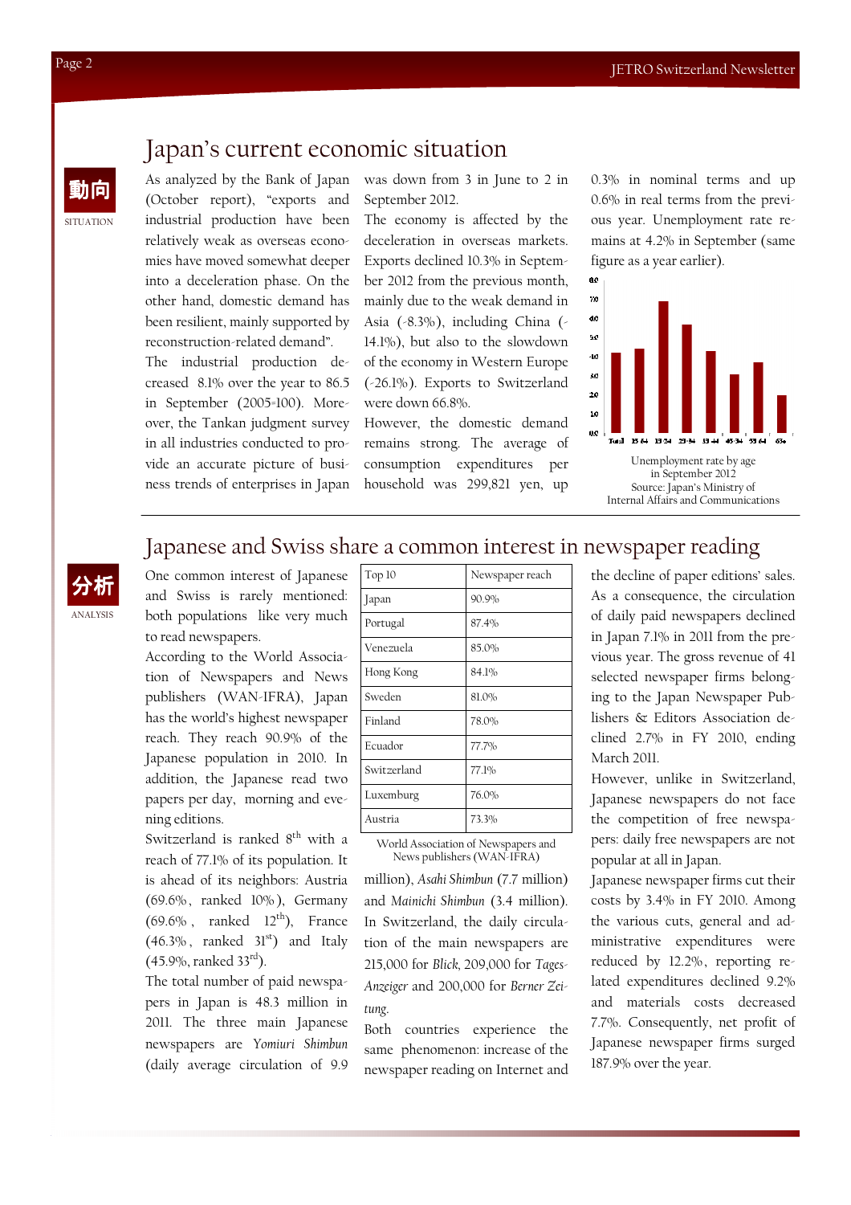## Japan's current economic situation

動向

SITUATION

As analyzed by the Bank of Japan (October report), "exports and industrial production have been relatively weak as overseas economies have moved somewhat deeper into a deceleration phase. On the other hand, domestic demand has been resilient, mainly supported by reconstruction-related demand".

The industrial production decreased 8.1% over the year to 86.5 in September (2005=100). Moreover, the Tankan judgment survey in all industries conducted to provide an accurate picture of business trends of enterprises in Japan was down from 3 in June to 2 in September 2012.

The economy is affected by the deceleration in overseas markets. Exports declined 10.3% in September 2012 from the previous month, mainly due to the weak demand in Asia (-8.3%), including China (-14.1%), but also to the slowdown of the economy in Western Europe (-26.1%). Exports to Switzerland were down 66.8%.

However, the domestic demand remains strong. The average of consumption expenditures per household was 299,821 yen, up 0.3% in nominal terms and up 0.6% in real terms from the previous year. Unemployment rate remains at 4.2% in September (same figure as a year earlier).

Unemployment rate by age in September 2012

Source: Japan's Ministry of Internal Affairs and Communications

## Japanese and Swiss share a common interest in newspaper reading

分析

ANALYSIS

One common interest of Japanese and Swiss is rarely mentioned: both populations like very much to read newspapers.

According to the World Association of Newspapers and News publishers (WAN-IFRA), Japan has the world's highest newspaper reach. They reach 90.9% of the Japanese population in 2010. In addition, the Japanese read two papers per day, morning and evening editions.

Switzerland is ranked 8th with a reach of 77.1% of its population. It is ahead of its neighbors: Austria (69.6%, ranked 10%), Germany (69.6%, ranked 12th), France (46.3%, ranked 31st) and Italy (45.9%, ranked 33rd).

The total number of paid newspapers in Japan is 48.3 million in 2011. The three main Japanese newspapers are *Yomiuri Shimbun* (daily average circulation of 9.9 million), *Asahi Shimbun* (7.7 million) and *Mainichi Shimbun* (3.4 million). In Switzerland, the daily circulation of the main newspapers are 215,000 for *Blick*, 209,000 for *Tages-Anzeiger* and 200,000 for *Berner Zeitung*.

| Top 10 | Newspaper reach |
|---|---|
| Japan | 90.9% |
| Portugal | 87.4% |
| Venezuela | 85.0% |
| Hong Kong | 84.1% |
| Sweden | 81.0% |
| Finland | 78.0% |
| Ecuador | 77.7% |
| Switzerland | 77.1% |
| Luxemburg | 76.0% |
| Austria | 73.3% |

World Association of Newspapers and News publishers (WAN-IFRA)

Both countries experience the same phenomenon: increase of the newspaper reading on Internet and the decline of paper editions' sales. As a consequence, the circulation of daily paid newspapers declined in Japan 7.1% in 2011 from the previous year. The gross revenue of 41 selected newspaper firms belonging to the Japan Newspaper Publishers & Editors Association declined 2.7% in FY 2010, ending March 2011.

However, unlike in Switzerland, Japanese newspapers do not face the competition of free newspapers: daily free newspapers are not popular at all in Japan.

Japanese newspaper firms cut their costs by 3.4% in FY 2010. Among the various cuts, general and administrative expenditures were reduced by 12.2%, reporting related expenditures declined 9.2% and materials costs decreased 7.7%. Consequently, net profit of Japanese newspaper firms surged 187.9% over the year.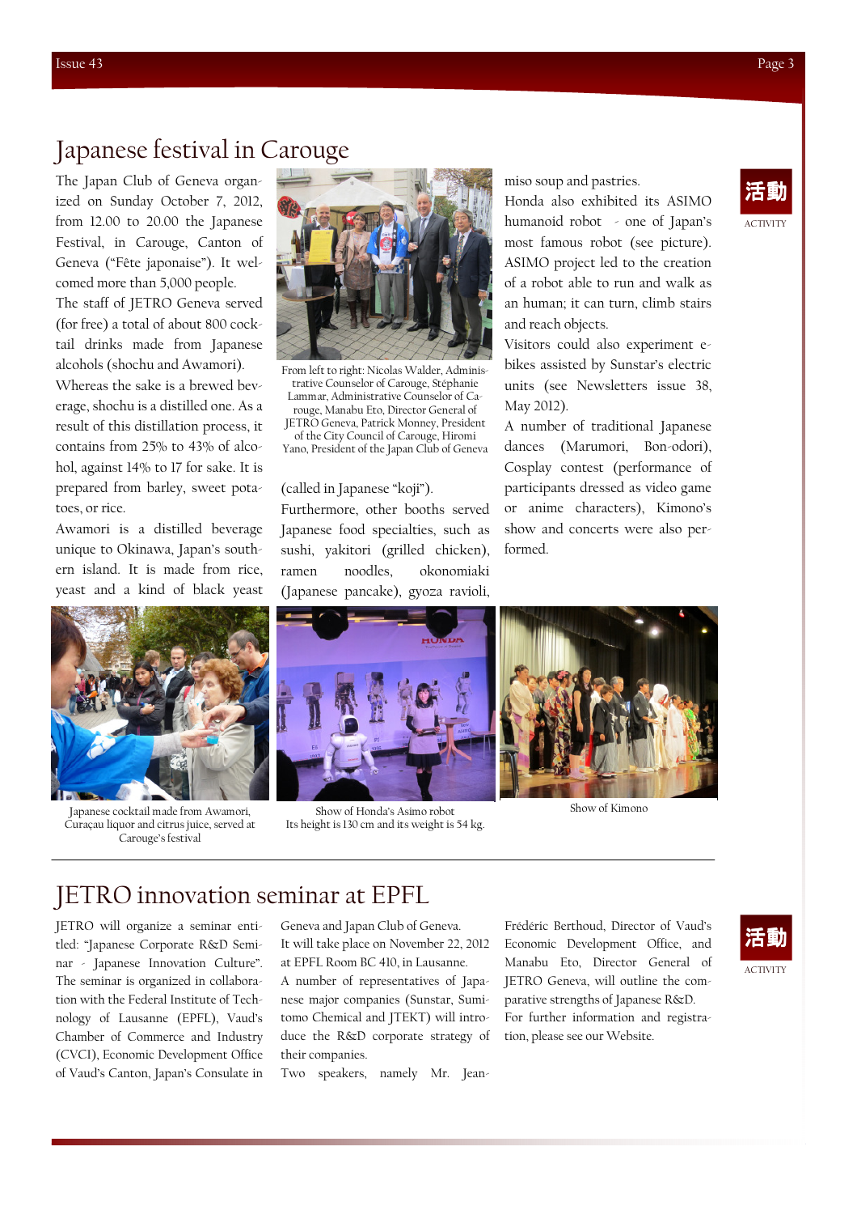# Japanese festival in Carouge

The Japan Club of Geneva organized on Sunday October 7, 2012, from 12.00 to 20.00 the Japanese Festival, in Carouge, Canton of Geneva ("Fête japonaise"). It welcomed more than 5,000 people.

The staff of JETRO Geneva served (for free) a total of about 800 cocktail drinks made from Japanese alcohols (shochu and Awamori).

Whereas the sake is a brewed beverage, shochu is a distilled one. As a result of this distillation process, it contains from 25% to 43% of alcohol, against 14% to 17 for sake. It is prepared from barley, sweet potatoes, or rice.

Awamori is a distilled beverage unique to Okinawa, Japan's southern island. It is made from rice, yeast and a kind of black yeast (called in Japanese "koji").

From left to right: Nicolas Walder, Administrative Counselor of Carouge, Stéphanie Lammar, Administrative Counselor of Carouge, Manabu Eto, Director General of JETRO Geneva, Patrick Monney, President of the City Council of Carouge, Hiromi Yano, President of the Japan Club of Geneva

Furthermore, other booths served Japanese food specialties, such as sushi, yakitori (grilled chicken), ramen noodles, okonomiaki (Japanese pancake), gyoza ravioli, miso soup and pastries.

Honda also exhibited its ASIMO humanoid robot - one of Japan's most famous robot (see picture). ASIMO project led to the creation of a robot able to run and walk as an human; it can turn, climb stairs and reach objects.

Visitors could also experiment e-bikes assisted by Sunstar's electric units (see Newsletters issue 38, May 2012).

A number of traditional Japanese dances (Marumori, Bon-odori), Cosplay contest (performance of participants dressed as video game or anime characters), Kimono's show and concerts were also performed.

Japanese cocktail made from Awamori, Curaçau liquor and citrus juice, served at Carouge's festival

Show of Honda's Asimo robot
Its height is 130 cm and its weight is 54 kg.

Show of Kimono

活動
ACTIVITY

# JETRO innovation seminar at EPFL

JETRO will organize a seminar entitled: "Japanese Corporate R&D Seminar - Japanese Innovation Culture". The seminar is organized in collaboration with the Federal Institute of Technology of Lausanne (EPFL), Vaud's Chamber of Commerce and Industry (CVCI), Economic Development Office of Vaud's Canton, Japan's Consulate in Geneva and Japan Club of Geneva.

It will take place on November 22, 2012 at EPFL Room BC 410, in Lausanne.

A number of representatives of Japanese major companies (Sunstar, Sumitomo Chemical and JTEKT) will introduce the R&D corporate strategy of their companies.

Two speakers, namely Mr. Jean-Frédéric Berthoud, Director of Vaud's Economic Development Office, and Manabu Eto, Director General of JETRO Geneva, will outline the comparative strengths of Japanese R&D.

For further information and registration, please see our Website.

活動
ACTIVITY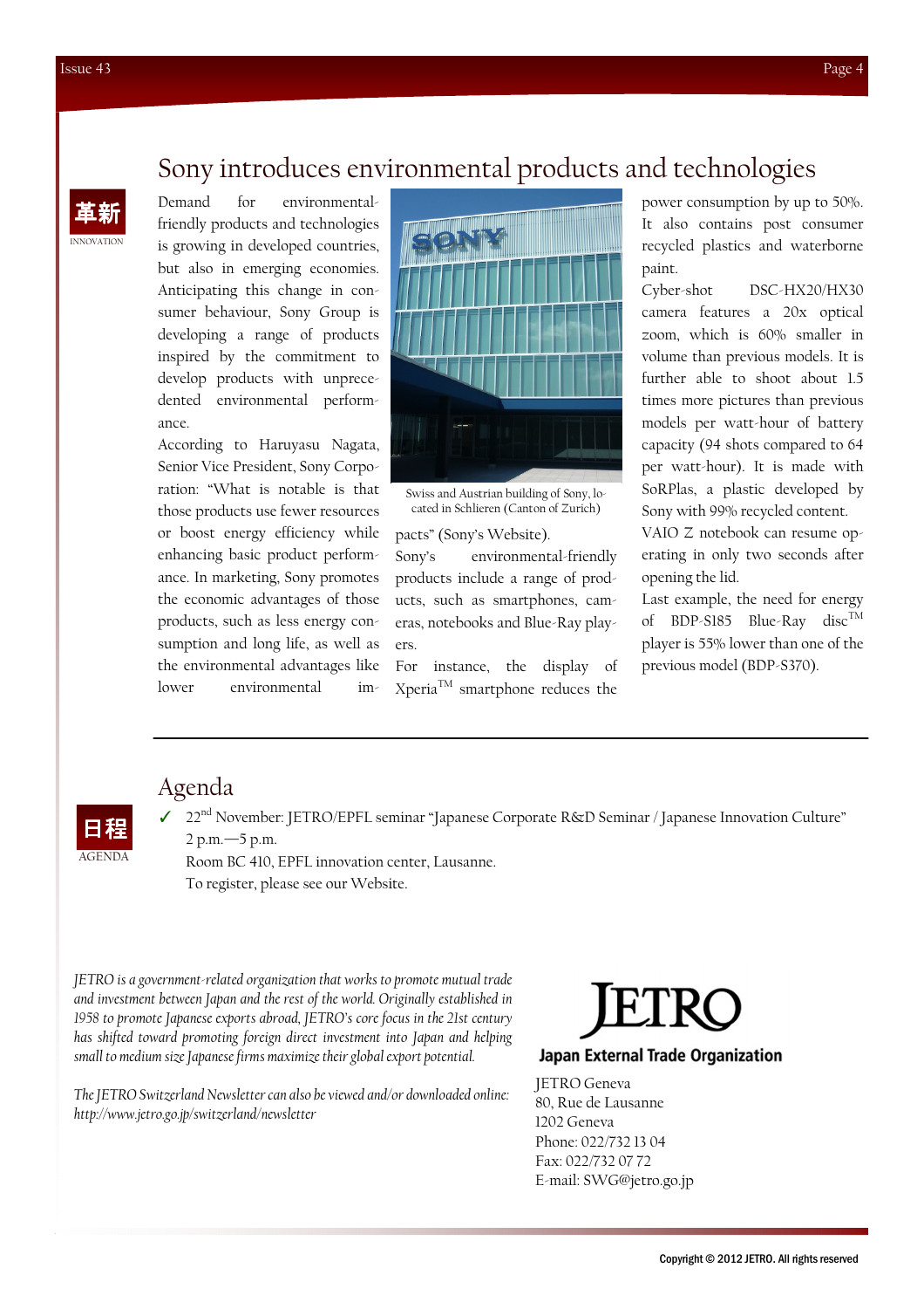# Sony introduces environmental products and technologies

革新
INNOVATION

Demand for environmental-friendly products and technologies is growing in developed countries, but also in emerging economies. Anticipating this change in consumer behaviour, Sony Group is developing a range of products inspired by the commitment to develop products with unprecedented environmental performance.

According to Haruyasu Nagata, Senior Vice President, Sony Corporation: "What is notable is that those products use fewer resources or boost energy efficiency while enhancing basic product performance. In marketing, Sony promotes the economic advantages of those products, such as less energy consumption and long life, as well as the environmental advantages like lower environmental impacts" (Sony's Website).

Swiss and Austrian building of Sony, located in Schlieren (Canton of Zurich)

Sony's environmental-friendly products include a range of products, such as smartphones, cameras, notebooks and Blue-Ray players.

For instance, the display of Xperia™ smartphone reduces the power consumption by up to 50%. It also contains post consumer recycled plastics and waterborne paint.

Cyber-shot DSC-HX20/HX30 camera features a 20x optical zoom, which is 60% smaller in volume than previous models. It is further able to shoot about 1.5 times more pictures than previous models per watt-hour of battery capacity (94 shots compared to 64 per watt-hour). It is made with SoRPlas, a plastic developed by Sony with 99% recycled content.

VAIO Z notebook can resume operating in only two seconds after opening the lid.

Last example, the need for energy of BDP-S185 Blue-Ray disc™ player is 55% lower than one of the previous model (BDP-S370).

## Agenda

日程
AGENDA

- ✓ 22nd November: JETRO/EPFL seminar "Japanese Corporate R&D Seminar / Japanese Innovation Culture"
  2 p.m.—5 p.m.
  Room BC 410, EPFL innovation center, Lausanne.
  To register, please see our Website.

*JETRO is a government-related organization that works to promote mutual trade and investment between Japan and the rest of the world. Originally established in 1958 to promote Japanese exports abroad, JETRO's core focus in the 21st century has shifted toward promoting foreign direct investment into Japan and helping small to medium size Japanese firms maximize their global export potential.*

*The JETRO Switzerland Newsletter can also be viewed and/or downloaded online: http://www.jetro.go.jp/switzerland/newsletter*

JETRO
**Japan External Trade Organization**

JETRO Geneva
80, Rue de Lausanne
1202 Geneva
Phone: 022/732 13 04
Fax: 022/732 07 72
E-mail: SWG@jetro.go.jp

Copyright © 2012 JETRO. All rights reserved